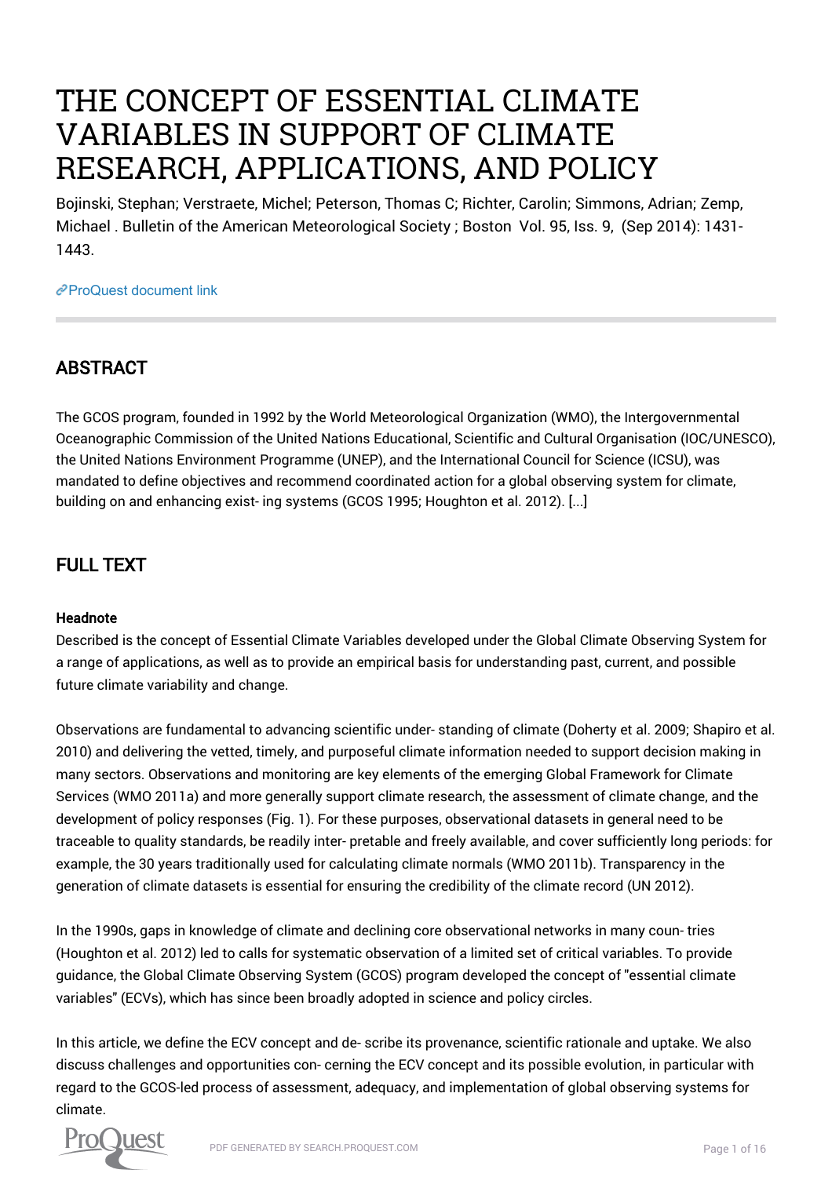# THE CONCEPT OF ESSENTIAL CLIMATE VARIABLES IN SUPPORT OF CLIMATE RESEARCH, APPLICATIONS, AND POLICY

Bojinski, Stephan; Verstraete, Michel; Peterson, Thomas C; Richter, Carolin; Simmons, Adrian; Zemp, Michael . Bulletin of the American Meteorological Society ; Boston Vol. 95, Iss. 9, (Sep 2014): 1431-1443.

ProQuest document link

## ABSTRACT

The GCOS program, founded in 1992 by the World Meteorological Organization (WMO), the Intergovernmental Oceanographic Commission of the United Nations Educational, Scientific and Cultural Organisation (IOC/UNESCO), the United Nations Environment Programme (UNEP), and the International Council for Science (ICSU), was mandated to define objectives and recommend coordinated action for a global observing system for climate, building on and enhancing exist- ing systems (GCOS 1995; Houghton et al. 2012). [...]

## FULL TEXT

### Headnote

Described is the concept of Essential Climate Variables developed under the Global Climate Observing System for a range of applications, as well as to provide an empirical basis for understanding past, current, and possible future climate variability and change.

Observations are fundamental to advancing scientific under- standing of climate (Doherty et al. 2009; Shapiro et al. 2010) and delivering the vetted, timely, and purposeful climate information needed to support decision making in many sectors. Observations and monitoring are key elements of the emerging Global Framework for Climate Services (WMO 2011a) and more generally support climate research, the assessment of climate change, and the development of policy responses (Fig. 1). For these purposes, observational datasets in general need to be traceable to quality standards, be readily inter- pretable and freely available, and cover sufficiently long periods: for example, the 30 years traditionally used for calculating climate normals (WMO 2011b). Transparency in the generation of climate datasets is essential for ensuring the credibility of the climate record (UN 2012).

In the 1990s, gaps in knowledge of climate and declining core observational networks in many coun- tries (Houghton et al. 2012) led to calls for systematic observation of a limited set of critical variables. To provide guidance, the Global Climate Observing System (GCOS) program developed the concept of "essential climate variables" (ECVs), which has since been broadly adopted in science and policy circles.

In this article, we define the ECV concept and de- scribe its provenance, scientific rationale and uptake. We also discuss challenges and opportunities con- cerning the ECV concept and its possible evolution, in particular with regard to the GCOS-led process of assessment, adequacy, and implementation of global observing systems for climate.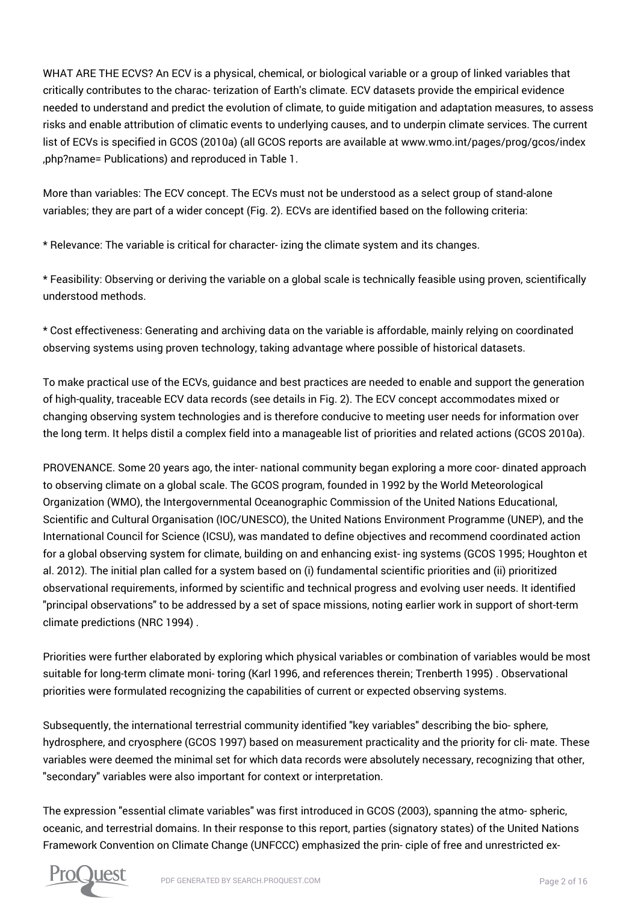WHAT ARE THE ECVS? An ECV is a physical, chemical, or biological variable or a group of linked variables that critically contributes to the charac- terization of Earth's climate. ECV datasets provide the empirical evidence needed to understand and predict the evolution of climate, to guide mitigation and adaptation measures, to assess risks and enable attribution of climatic events to underlying causes, and to underpin climate services. The current list of ECVs is specified in GCOS (2010a) (all GCOS reports are available at www.wmo.int/pages/prog/gcos/index ,php?name= Publications) and reproduced in Table 1.

More than variables: The ECV concept. The ECVs must not be understood as a select group of stand-alone variables; they are part of a wider concept (Fig. 2). ECVs are identified based on the following criteria:

* Relevance: The variable is critical for character- izing the climate system and its changes.

* Feasibility: Observing or deriving the variable on a global scale is technically feasible using proven, scientifically understood methods.

* Cost effectiveness: Generating and archiving data on the variable is affordable, mainly relying on coordinated observing systems using proven technology, taking advantage where possible of historical datasets.

To make practical use of the ECVs, guidance and best practices are needed to enable and support the generation of high-quality, traceable ECV data records (see details in Fig. 2). The ECV concept accommodates mixed or changing observing system technologies and is therefore conducive to meeting user needs for information over the long term. It helps distil a complex field into a manageable list of priorities and related actions (GCOS 2010a).

PROVENANCE. Some 20 years ago, the inter- national community began exploring a more coor- dinated approach to observing climate on a global scale. The GCOS program, founded in 1992 by the World Meteorological Organization (WMO), the Intergovernmental Oceanographic Commission of the United Nations Educational, Scientific and Cultural Organisation (IOC/UNESCO), the United Nations Environment Programme (UNEP), and the International Council for Science (ICSU), was mandated to define objectives and recommend coordinated action for a global observing system for climate, building on and enhancing exist- ing systems (GCOS 1995; Houghton et al. 2012). The initial plan called for a system based on (i) fundamental scientific priorities and (ii) prioritized observational requirements, informed by scientific and technical progress and evolving user needs. It identified "principal observations" to be addressed by a set of space missions, noting earlier work in support of short-term climate predictions (NRC 1994) .

Priorities were further elaborated by exploring which physical variables or combination of variables would be most suitable for long-term climate moni- toring (Karl 1996, and references therein; Trenberth 1995) . Observational priorities were formulated recognizing the capabilities of current or expected observing systems.

Subsequently, the international terrestrial community identified "key variables" describing the bio- sphere, hydrosphere, and cryosphere (GCOS 1997) based on measurement practicality and the priority for cli- mate. These variables were deemed the minimal set for which data records were absolutely necessary, recognizing that other, "secondary" variables were also important for context or interpretation.

The expression "essential climate variables" was first introduced in GCOS (2003), spanning the atmo- spheric, oceanic, and terrestrial domains. In their response to this report, parties (signatory states) of the United Nations Framework Convention on Climate Change (UNFCCC) emphasized the prin- ciple of free and unrestricted ex-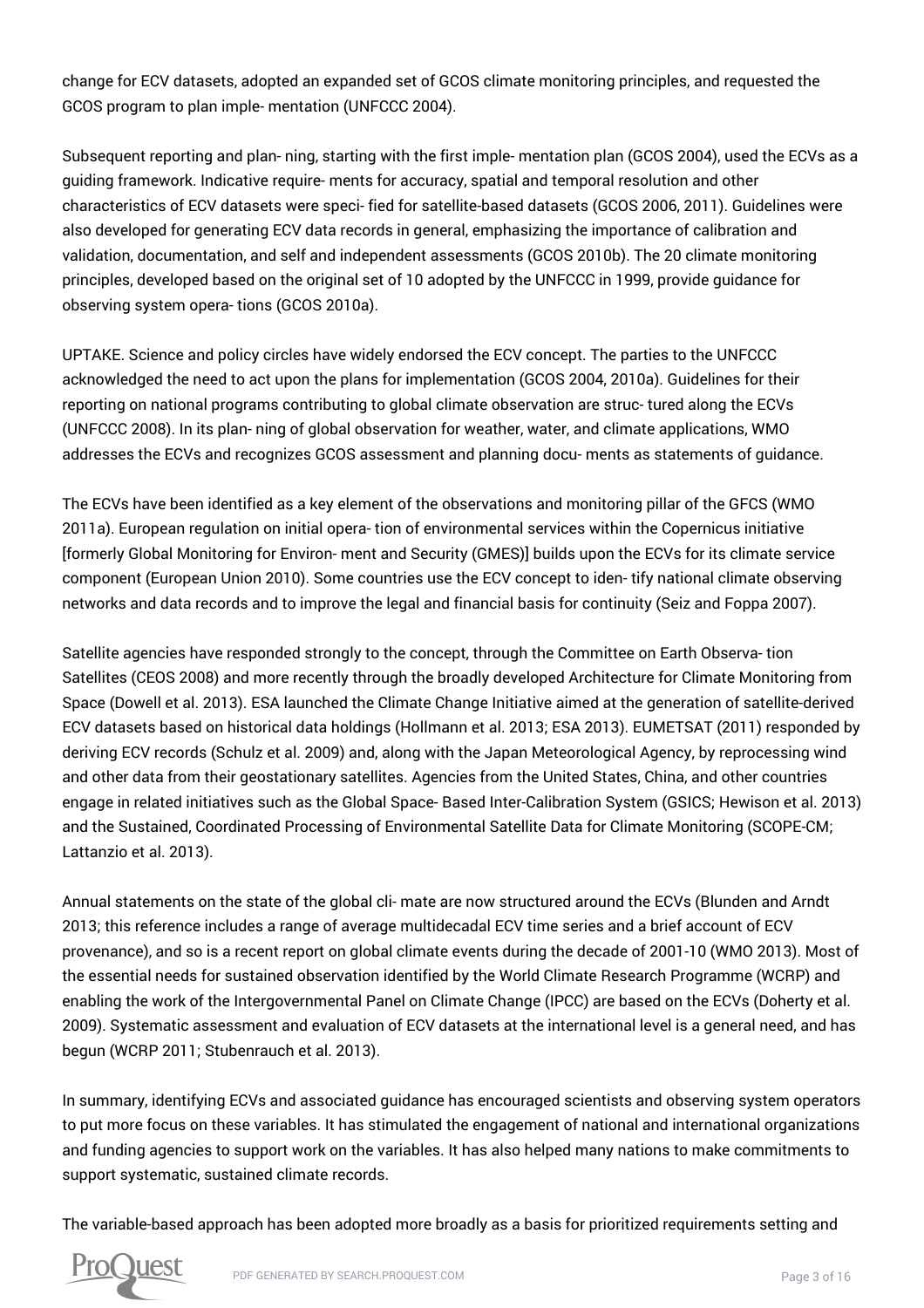change for ECV datasets, adopted an expanded set of GCOS climate monitoring principles, and requested the GCOS program to plan imple- mentation (UNFCCC 2004).

Subsequent reporting and plan- ning, starting with the first imple- mentation plan (GCOS 2004), used the ECVs as a guiding framework. Indicative require- ments for accuracy, spatial and temporal resolution and other characteristics of ECV datasets were speci- fied for satellite-based datasets (GCOS 2006, 2011). Guidelines were also developed for generating ECV data records in general, emphasizing the importance of calibration and validation, documentation, and self and independent assessments (GCOS 2010b). The 20 climate monitoring principles, developed based on the original set of 10 adopted by the UNFCCC in 1999, provide guidance for observing system opera- tions (GCOS 2010a).

UPTAKE. Science and policy circles have widely endorsed the ECV concept. The parties to the UNFCCC acknowledged the need to act upon the plans for implementation (GCOS 2004, 2010a). Guidelines for their reporting on national programs contributing to global climate observation are struc- tured along the ECVs (UNFCCC 2008). In its plan- ning of global observation for weather, water, and climate applications, WMO addresses the ECVs and recognizes GCOS assessment and planning docu- ments as statements of guidance.

The ECVs have been identified as a key element of the observations and monitoring pillar of the GFCS (WMO 2011a). European regulation on initial opera- tion of environmental services within the Copernicus initiative [formerly Global Monitoring for Environ- ment and Security (GMES)] builds upon the ECVs for its climate service component (European Union 2010). Some countries use the ECV concept to iden- tify national climate observing networks and data records and to improve the legal and financial basis for continuity (Seiz and Foppa 2007).

Satellite agencies have responded strongly to the concept, through the Committee on Earth Observa- tion Satellites (CEOS 2008) and more recently through the broadly developed Architecture for Climate Monitoring from Space (Dowell et al. 2013). ESA launched the Climate Change Initiative aimed at the generation of satellite-derived ECV datasets based on historical data holdings (Hollmann et al. 2013; ESA 2013). EUMETSAT (2011) responded by deriving ECV records (Schulz et al. 2009) and, along with the Japan Meteorological Agency, by reprocessing wind and other data from their geostationary satellites. Agencies from the United States, China, and other countries engage in related initiatives such as the Global Space- Based Inter-Calibration System (GSICS; Hewison et al. 2013) and the Sustained, Coordinated Processing of Environmental Satellite Data for Climate Monitoring (SCOPE-CM; Lattanzio et al. 2013).

Annual statements on the state of the global cli- mate are now structured around the ECVs (Blunden and Arndt 2013; this reference includes a range of average multidecadal ECV time series and a brief account of ECV provenance), and so is a recent report on global climate events during the decade of 2001-10 (WMO 2013). Most of the essential needs for sustained observation identified by the World Climate Research Programme (WCRP) and enabling the work of the Intergovernmental Panel on Climate Change (IPCC) are based on the ECVs (Doherty et al. 2009). Systematic assessment and evaluation of ECV datasets at the international level is a general need, and has begun (WCRP 2011; Stubenrauch et al. 2013).

In summary, identifying ECVs and associated guidance has encouraged scientists and observing system operators to put more focus on these variables. It has stimulated the engagement of national and international organizations and funding agencies to support work on the variables. It has also helped many nations to make commitments to support systematic, sustained climate records.

The variable-based approach has been adopted more broadly as a basis for prioritized requirements setting and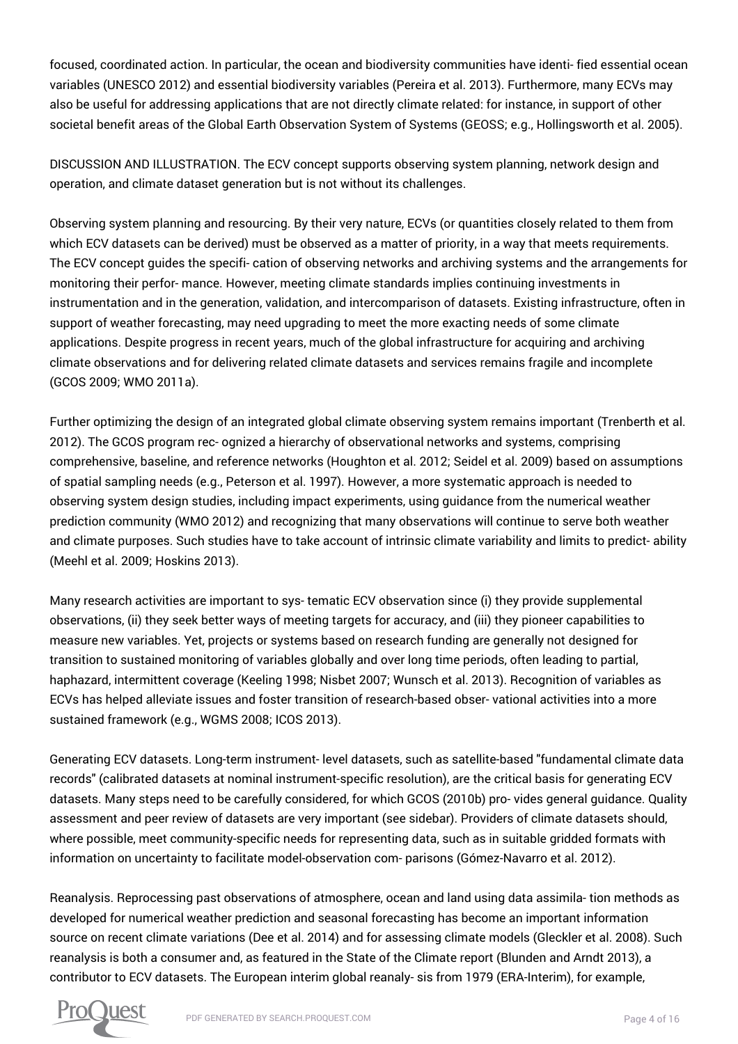focused, coordinated action. In particular, the ocean and biodiversity communities have identi- fied essential ocean variables (UNESCO 2012) and essential biodiversity variables (Pereira et al. 2013). Furthermore, many ECVs may also be useful for addressing applications that are not directly climate related: for instance, in support of other societal benefit areas of the Global Earth Observation System of Systems (GEOSS; e.g., Hollingsworth et al. 2005).

DISCUSSION AND ILLUSTRATION. The ECV concept supports observing system planning, network design and operation, and climate dataset generation but is not without its challenges.

Observing system planning and resourcing. By their very nature, ECVs (or quantities closely related to them from which ECV datasets can be derived) must be observed as a matter of priority, in a way that meets requirements. The ECV concept guides the specifi- cation of observing networks and archiving systems and the arrangements for monitoring their perfor- mance. However, meeting climate standards implies continuing investments in instrumentation and in the generation, validation, and intercomparison of datasets. Existing infrastructure, often in support of weather forecasting, may need upgrading to meet the more exacting needs of some climate applications. Despite progress in recent years, much of the global infrastructure for acquiring and archiving climate observations and for delivering related climate datasets and services remains fragile and incomplete (GCOS 2009; WMO 2011a).

Further optimizing the design of an integrated global climate observing system remains important (Trenberth et al. 2012). The GCOS program rec- ognized a hierarchy of observational networks and systems, comprising comprehensive, baseline, and reference networks (Houghton et al. 2012; Seidel et al. 2009) based on assumptions of spatial sampling needs (e.g., Peterson et al. 1997). However, a more systematic approach is needed to observing system design studies, including impact experiments, using guidance from the numerical weather prediction community (WMO 2012) and recognizing that many observations will continue to serve both weather and climate purposes. Such studies have to take account of intrinsic climate variability and limits to predict- ability (Meehl et al. 2009; Hoskins 2013).

Many research activities are important to sys- tematic ECV observation since (i) they provide supplemental observations, (ii) they seek better ways of meeting targets for accuracy, and (iii) they pioneer capabilities to measure new variables. Yet, projects or systems based on research funding are generally not designed for transition to sustained monitoring of variables globally and over long time periods, often leading to partial, haphazard, intermittent coverage (Keeling 1998; Nisbet 2007; Wunsch et al. 2013). Recognition of variables as ECVs has helped alleviate issues and foster transition of research-based obser- vational activities into a more sustained framework (e.g., WGMS 2008; ICOS 2013).

Generating ECV datasets. Long-term instrument- level datasets, such as satellite-based "fundamental climate data records" (calibrated datasets at nominal instrument-specific resolution), are the critical basis for generating ECV datasets. Many steps need to be carefully considered, for which GCOS (2010b) pro- vides general guidance. Quality assessment and peer review of datasets are very important (see sidebar). Providers of climate datasets should, where possible, meet community-specific needs for representing data, such as in suitable gridded formats with information on uncertainty to facilitate model-observation com- parisons (Gómez-Navarro et al. 2012).

Reanalysis. Reprocessing past observations of atmosphere, ocean and land using data assimila- tion methods as developed for numerical weather prediction and seasonal forecasting has become an important information source on recent climate variations (Dee et al. 2014) and for assessing climate models (Gleckler et al. 2008). Such reanalysis is both a consumer and, as featured in the State of the Climate report (Blunden and Arndt 2013), a contributor to ECV datasets. The European interim global reanaly- sis from 1979 (ERA-Interim), for example,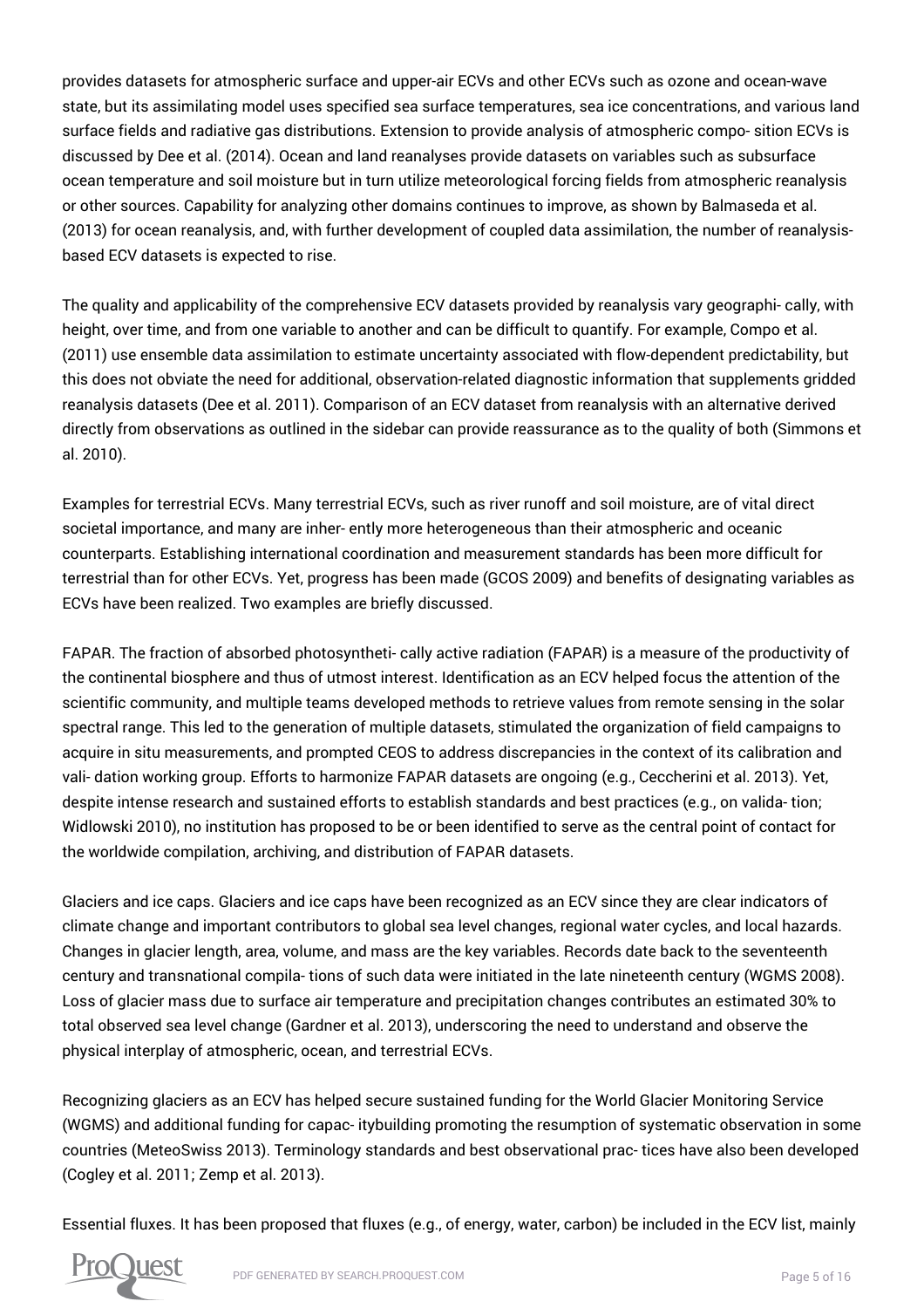provides datasets for atmospheric surface and upper-air ECVs and other ECVs such as ozone and ocean-wave state, but its assimilating model uses specified sea surface temperatures, sea ice concentrations, and various land surface fields and radiative gas distributions. Extension to provide analysis of atmospheric compo- sition ECVs is discussed by Dee et al. (2014). Ocean and land reanalyses provide datasets on variables such as subsurface ocean temperature and soil moisture but in turn utilize meteorological forcing fields from atmospheric reanalysis or other sources. Capability for analyzing other domains continues to improve, as shown by Balmaseda et al. (2013) for ocean reanalysis, and, with further development of coupled data assimilation, the number of reanalysis-based ECV datasets is expected to rise.

The quality and applicability of the comprehensive ECV datasets provided by reanalysis vary geographi- cally, with height, over time, and from one variable to another and can be difficult to quantify. For example, Compo et al. (2011) use ensemble data assimilation to estimate uncertainty associated with flow-dependent predictability, but this does not obviate the need for additional, observation-related diagnostic information that supplements gridded reanalysis datasets (Dee et al. 2011). Comparison of an ECV dataset from reanalysis with an alternative derived directly from observations as outlined in the sidebar can provide reassurance as to the quality of both (Simmons et al. 2010).

Examples for terrestrial ECVs. Many terrestrial ECVs, such as river runoff and soil moisture, are of vital direct societal importance, and many are inher- ently more heterogeneous than their atmospheric and oceanic counterparts. Establishing international coordination and measurement standards has been more difficult for terrestrial than for other ECVs. Yet, progress has been made (GCOS 2009) and benefits of designating variables as ECVs have been realized. Two examples are briefly discussed.

FAPAR. The fraction of absorbed photosyntheti- cally active radiation (FAPAR) is a measure of the productivity of the continental biosphere and thus of utmost interest. Identification as an ECV helped focus the attention of the scientific community, and multiple teams developed methods to retrieve values from remote sensing in the solar spectral range. This led to the generation of multiple datasets, stimulated the organization of field campaigns to acquire in situ measurements, and prompted CEOS to address discrepancies in the context of its calibration and vali- dation working group. Efforts to harmonize FAPAR datasets are ongoing (e.g., Ceccherini et al. 2013). Yet, despite intense research and sustained efforts to establish standards and best practices (e.g., on valida- tion; Widlowski 2010), no institution has proposed to be or been identified to serve as the central point of contact for the worldwide compilation, archiving, and distribution of FAPAR datasets.

Glaciers and ice caps. Glaciers and ice caps have been recognized as an ECV since they are clear indicators of climate change and important contributors to global sea level changes, regional water cycles, and local hazards. Changes in glacier length, area, volume, and mass are the key variables. Records date back to the seventeenth century and transnational compila- tions of such data were initiated in the late nineteenth century (WGMS 2008). Loss of glacier mass due to surface air temperature and precipitation changes contributes an estimated 30% to total observed sea level change (Gardner et al. 2013), underscoring the need to understand and observe the physical interplay of atmospheric, ocean, and terrestrial ECVs.

Recognizing glaciers as an ECV has helped secure sustained funding for the World Glacier Monitoring Service (WGMS) and additional funding for capac- itybuilding promoting the resumption of systematic observation in some countries (MeteoSwiss 2013). Terminology standards and best observational prac- tices have also been developed (Cogley et al. 2011; Zemp et al. 2013).

Essential fluxes. It has been proposed that fluxes (e.g., of energy, water, carbon) be included in the ECV list, mainly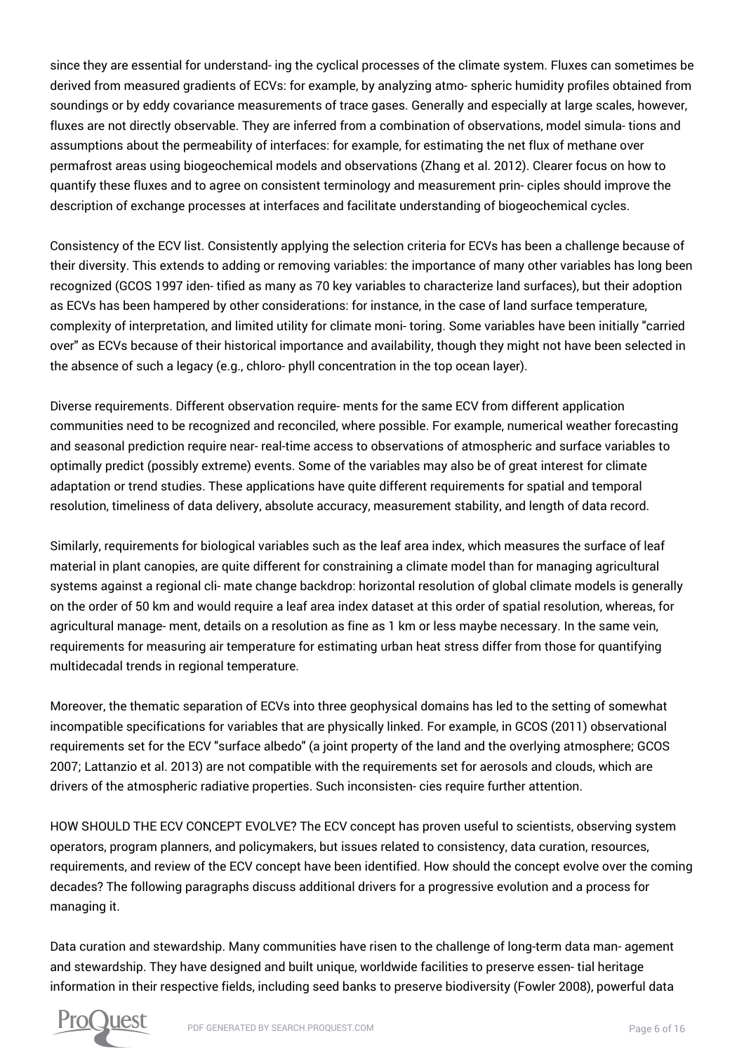since they are essential for understand- ing the cyclical processes of the climate system. Fluxes can sometimes be derived from measured gradients of ECVs: for example, by analyzing atmo- spheric humidity profiles obtained from soundings or by eddy covariance measurements of trace gases. Generally and especially at large scales, however, fluxes are not directly observable. They are inferred from a combination of observations, model simula- tions and assumptions about the permeability of interfaces: for example, for estimating the net flux of methane over permafrost areas using biogeochemical models and observations (Zhang et al. 2012). Clearer focus on how to quantify these fluxes and to agree on consistent terminology and measurement prin- ciples should improve the description of exchange processes at interfaces and facilitate understanding of biogeochemical cycles.

Consistency of the ECV list. Consistently applying the selection criteria for ECVs has been a challenge because of their diversity. This extends to adding or removing variables: the importance of many other variables has long been recognized (GCOS 1997 iden- tified as many as 70 key variables to characterize land surfaces), but their adoption as ECVs has been hampered by other considerations: for instance, in the case of land surface temperature, complexity of interpretation, and limited utility for climate moni- toring. Some variables have been initially "carried over" as ECVs because of their historical importance and availability, though they might not have been selected in the absence of such a legacy (e.g., chloro- phyll concentration in the top ocean layer).

Diverse requirements. Different observation require- ments for the same ECV from different application communities need to be recognized and reconciled, where possible. For example, numerical weather forecasting and seasonal prediction require near- real-time access to observations of atmospheric and surface variables to optimally predict (possibly extreme) events. Some of the variables may also be of great interest for climate adaptation or trend studies. These applications have quite different requirements for spatial and temporal resolution, timeliness of data delivery, absolute accuracy, measurement stability, and length of data record.

Similarly, requirements for biological variables such as the leaf area index, which measures the surface of leaf material in plant canopies, are quite different for constraining a climate model than for managing agricultural systems against a regional cli- mate change backdrop: horizontal resolution of global climate models is generally on the order of 50 km and would require a leaf area index dataset at this order of spatial resolution, whereas, for agricultural manage- ment, details on a resolution as fine as 1 km or less maybe necessary. In the same vein, requirements for measuring air temperature for estimating urban heat stress differ from those for quantifying multidecadal trends in regional temperature.

Moreover, the thematic separation of ECVs into three geophysical domains has led to the setting of somewhat incompatible specifications for variables that are physically linked. For example, in GCOS (2011) observational requirements set for the ECV "surface albedo" (a joint property of the land and the overlying atmosphere; GCOS 2007; Lattanzio et al. 2013) are not compatible with the requirements set for aerosols and clouds, which are drivers of the atmospheric radiative properties. Such inconsisten- cies require further attention.

HOW SHOULD THE ECV CONCEPT EVOLVE? The ECV concept has proven useful to scientists, observing system operators, program planners, and policymakers, but issues related to consistency, data curation, resources, requirements, and review of the ECV concept have been identified. How should the concept evolve over the coming decades? The following paragraphs discuss additional drivers for a progressive evolution and a process for managing it.

Data curation and stewardship. Many communities have risen to the challenge of long-term data man- agement and stewardship. They have designed and built unique, worldwide facilities to preserve essen- tial heritage information in their respective fields, including seed banks to preserve biodiversity (Fowler 2008), powerful data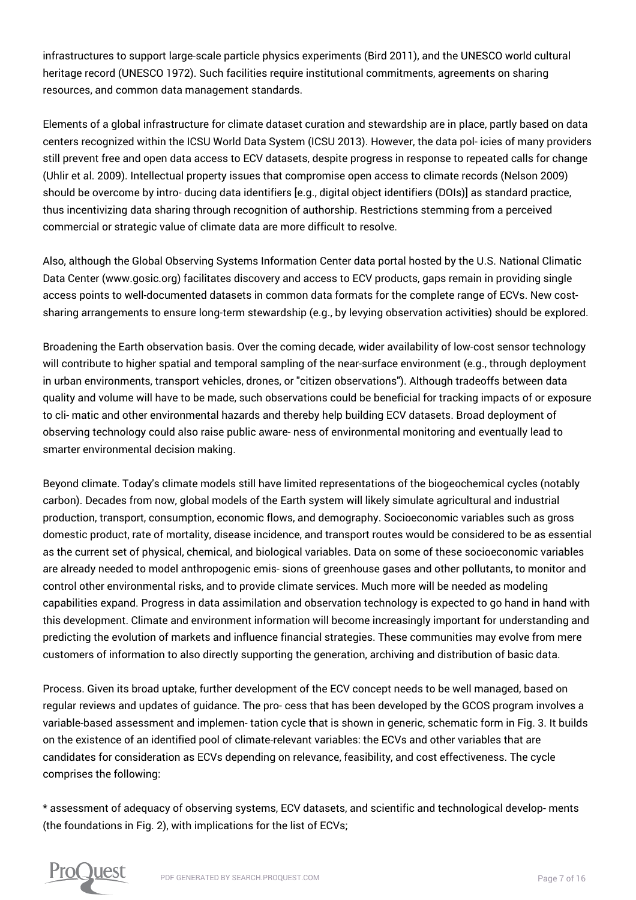infrastructures to support large-scale particle physics experiments (Bird 2011), and the UNESCO world cultural heritage record (UNESCO 1972). Such facilities require institutional commitments, agreements on sharing resources, and common data management standards.

Elements of a global infrastructure for climate dataset curation and stewardship are in place, partly based on data centers recognized within the ICSU World Data System (ICSU 2013). However, the data pol- icies of many providers still prevent free and open data access to ECV datasets, despite progress in response to repeated calls for change (Uhlir et al. 2009). Intellectual property issues that compromise open access to climate records (Nelson 2009) should be overcome by intro- ducing data identifiers [e.g., digital object identifiers (DOIs)] as standard practice, thus incentivizing data sharing through recognition of authorship. Restrictions stemming from a perceived commercial or strategic value of climate data are more difficult to resolve.

Also, although the Global Observing Systems Information Center data portal hosted by the U.S. National Climatic Data Center (www.gosic.org) facilitates discovery and access to ECV products, gaps remain in providing single access points to well-documented datasets in common data formats for the complete range of ECVs. New cost-sharing arrangements to ensure long-term stewardship (e.g., by levying observation activities) should be explored.

Broadening the Earth observation basis. Over the coming decade, wider availability of low-cost sensor technology will contribute to higher spatial and temporal sampling of the near-surface environment (e.g., through deployment in urban environments, transport vehicles, drones, or "citizen observations"). Although tradeoffs between data quality and volume will have to be made, such observations could be beneficial for tracking impacts of or exposure to cli- matic and other environmental hazards and thereby help building ECV datasets. Broad deployment of observing technology could also raise public aware- ness of environmental monitoring and eventually lead to smarter environmental decision making.

Beyond climate. Today's climate models still have limited representations of the biogeochemical cycles (notably carbon). Decades from now, global models of the Earth system will likely simulate agricultural and industrial production, transport, consumption, economic flows, and demography. Socioeconomic variables such as gross domestic product, rate of mortality, disease incidence, and transport routes would be considered to be as essential as the current set of physical, chemical, and biological variables. Data on some of these socioeconomic variables are already needed to model anthropogenic emis- sions of greenhouse gases and other pollutants, to monitor and control other environmental risks, and to provide climate services. Much more will be needed as modeling capabilities expand. Progress in data assimilation and observation technology is expected to go hand in hand with this development. Climate and environment information will become increasingly important for understanding and predicting the evolution of markets and influence financial strategies. These communities may evolve from mere customers of information to also directly supporting the generation, archiving and distribution of basic data.

Process. Given its broad uptake, further development of the ECV concept needs to be well managed, based on regular reviews and updates of guidance. The pro- cess that has been developed by the GCOS program involves a variable-based assessment and implemen- tation cycle that is shown in generic, schematic form in Fig. 3. It builds on the existence of an identified pool of climate-relevant variables: the ECVs and other variables that are candidates for consideration as ECVs depending on relevance, feasibility, and cost effectiveness. The cycle comprises the following:

* assessment of adequacy of observing systems, ECV datasets, and scientific and technological develop- ments (the foundations in Fig. 2), with implications for the list of ECVs;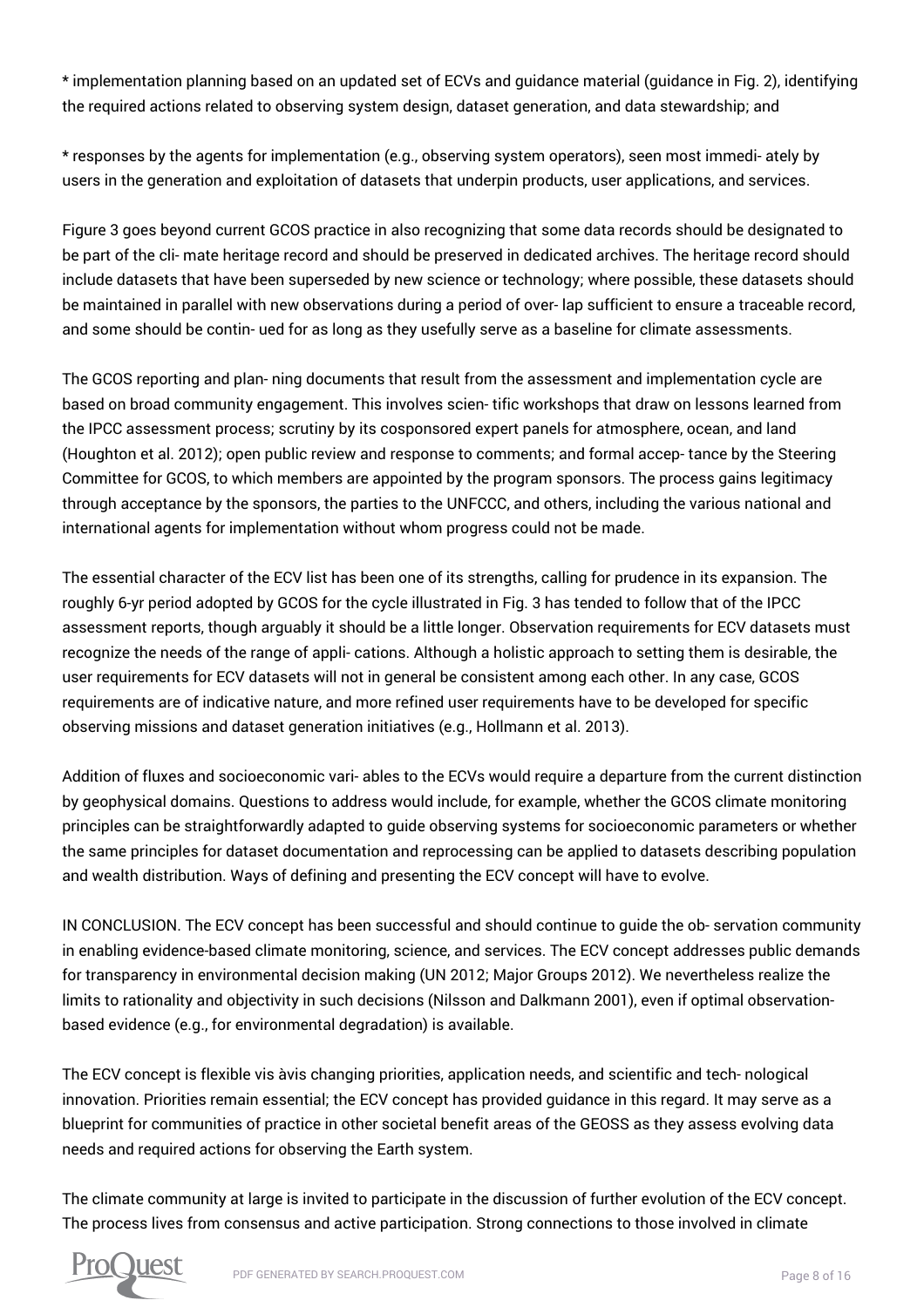* implementation planning based on an updated set of ECVs and guidance material (guidance in Fig. 2), identifying the required actions related to observing system design, dataset generation, and data stewardship; and

* responses by the agents for implementation (e.g., observing system operators), seen most immedi- ately by users in the generation and exploitation of datasets that underpin products, user applications, and services.

Figure 3 goes beyond current GCOS practice in also recognizing that some data records should be designated to be part of the cli- mate heritage record and should be preserved in dedicated archives. The heritage record should include datasets that have been superseded by new science or technology; where possible, these datasets should be maintained in parallel with new observations during a period of over- lap sufficient to ensure a traceable record, and some should be contin- ued for as long as they usefully serve as a baseline for climate assessments.

The GCOS reporting and plan- ning documents that result from the assessment and implementation cycle are based on broad community engagement. This involves scien- tific workshops that draw on lessons learned from the IPCC assessment process; scrutiny by its cosponsored expert panels for atmosphere, ocean, and land (Houghton et al. 2012); open public review and response to comments; and formal accep- tance by the Steering Committee for GCOS, to which members are appointed by the program sponsors. The process gains legitimacy through acceptance by the sponsors, the parties to the UNFCCC, and others, including the various national and international agents for implementation without whom progress could not be made.

The essential character of the ECV list has been one of its strengths, calling for prudence in its expansion. The roughly 6-yr period adopted by GCOS for the cycle illustrated in Fig. 3 has tended to follow that of the IPCC assessment reports, though arguably it should be a little longer. Observation requirements for ECV datasets must recognize the needs of the range of appli- cations. Although a holistic approach to setting them is desirable, the user requirements for ECV datasets will not in general be consistent among each other. In any case, GCOS requirements are of indicative nature, and more refined user requirements have to be developed for specific observing missions and dataset generation initiatives (e.g., Hollmann et al. 2013).

Addition of fluxes and socioeconomic vari- ables to the ECVs would require a departure from the current distinction by geophysical domains. Questions to address would include, for example, whether the GCOS climate monitoring principles can be straightforwardly adapted to guide observing systems for socioeconomic parameters or whether the same principles for dataset documentation and reprocessing can be applied to datasets describing population and wealth distribution. Ways of defining and presenting the ECV concept will have to evolve.

IN CONCLUSION. The ECV concept has been successful and should continue to guide the ob- servation community in enabling evidence-based climate monitoring, science, and services. The ECV concept addresses public demands for transparency in environmental decision making (UN 2012; Major Groups 2012). We nevertheless realize the limits to rationality and objectivity in such decisions (Nilsson and Dalkmann 2001), even if optimal observation-based evidence (e.g., for environmental degradation) is available.

The ECV concept is flexible vis àvis changing priorities, application needs, and scientific and tech- nological innovation. Priorities remain essential; the ECV concept has provided guidance in this regard. It may serve as a blueprint for communities of practice in other societal benefit areas of the GEOSS as they assess evolving data needs and required actions for observing the Earth system.

The climate community at large is invited to participate in the discussion of further evolution of the ECV concept. The process lives from consensus and active participation. Strong connections to those involved in climate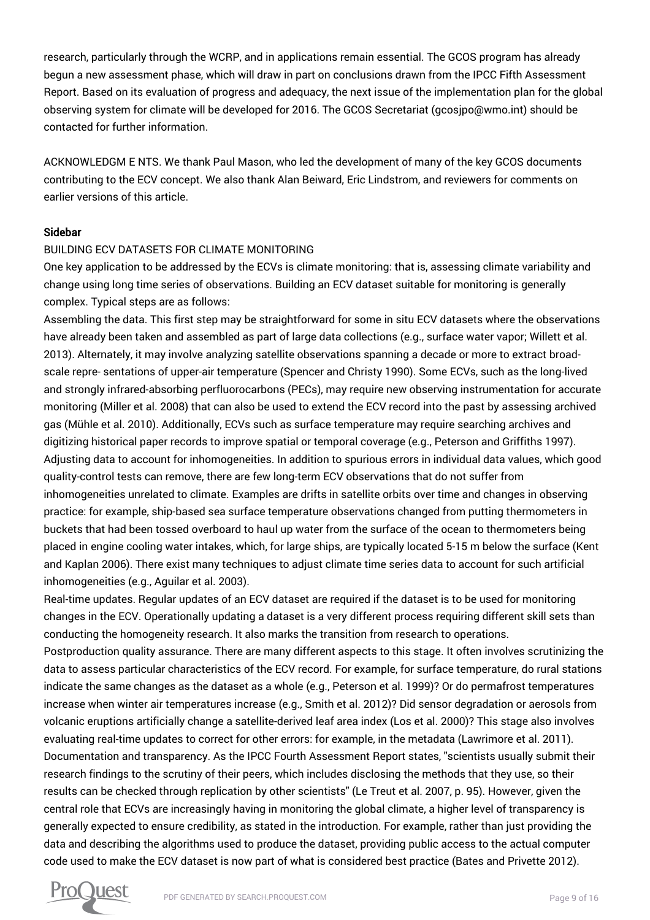research, particularly through the WCRP, and in applications remain essential. The GCOS program has already begun a new assessment phase, which will draw in part on conclusions drawn from the IPCC Fifth Assessment Report. Based on its evaluation of progress and adequacy, the next issue of the implementation plan for the global observing system for climate will be developed for 2016. The GCOS Secretariat (gcosjpo@wmo.int) should be contacted for further information.

ACKNOWLEDGM E NTS. We thank Paul Mason, who led the development of many of the key GCOS documents contributing to the ECV concept. We also thank Alan Beiward, Eric Lindstrom, and reviewers for comments on earlier versions of this article.

**Sidebar**

BUILDING ECV DATASETS FOR CLIMATE MONITORING

One key application to be addressed by the ECVs is climate monitoring: that is, assessing climate variability and change using long time series of observations. Building an ECV dataset suitable for monitoring is generally complex. Typical steps are as follows:

Assembling the data. This first step may be straightforward for some in situ ECV datasets where the observations have already been taken and assembled as part of large data collections (e.g., surface water vapor; Willett et al. 2013). Alternately, it may involve analyzing satellite observations spanning a decade or more to extract broad-scale repre- sentations of upper-air temperature (Spencer and Christy 1990). Some ECVs, such as the long-lived and strongly infrared-absorbing perfluorocarbons (PECs), may require new observing instrumentation for accurate monitoring (Miller et al. 2008) that can also be used to extend the ECV record into the past by assessing archived gas (Mühle et al. 2010). Additionally, ECVs such as surface temperature may require searching archives and digitizing historical paper records to improve spatial or temporal coverage (e.g., Peterson and Griffiths 1997).

Adjusting data to account for inhomogeneities. In addition to spurious errors in individual data values, which good quality-control tests can remove, there are few long-term ECV observations that do not suffer from inhomogeneities unrelated to climate. Examples are drifts in satellite orbits over time and changes in observing practice: for example, ship-based sea surface temperature observations changed from putting thermometers in buckets that had been tossed overboard to haul up water from the surface of the ocean to thermometers being placed in engine cooling water intakes, which, for large ships, are typically located 5-15 m below the surface (Kent and Kaplan 2006). There exist many techniques to adjust climate time series data to account for such artificial inhomogeneities (e.g., Aguilar et al. 2003).

Real-time updates. Regular updates of an ECV dataset are required if the dataset is to be used for monitoring changes in the ECV. Operationally updating a dataset is a very different process requiring different skill sets than conducting the homogeneity research. It also marks the transition from research to operations.

Postproduction quality assurance. There are many different aspects to this stage. It often involves scrutinizing the data to assess particular characteristics of the ECV record. For example, for surface temperature, do rural stations indicate the same changes as the dataset as a whole (e.g., Peterson et al. 1999)? Or do permafrost temperatures increase when winter air temperatures increase (e.g., Smith et al. 2012)? Did sensor degradation or aerosols from volcanic eruptions artificially change a satellite-derived leaf area index (Los et al. 2000)? This stage also involves evaluating real-time updates to correct for other errors: for example, in the metadata (Lawrimore et al. 2011).

Documentation and transparency. As the IPCC Fourth Assessment Report states, "scientists usually submit their research findings to the scrutiny of their peers, which includes disclosing the methods that they use, so their results can be checked through replication by other scientists" (Le Treut et al. 2007, p. 95). However, given the central role that ECVs are increasingly having in monitoring the global climate, a higher level of transparency is generally expected to ensure credibility, as stated in the introduction. For example, rather than just providing the data and describing the algorithms used to produce the dataset, providing public access to the actual computer code used to make the ECV dataset is now part of what is considered best practice (Bates and Privette 2012).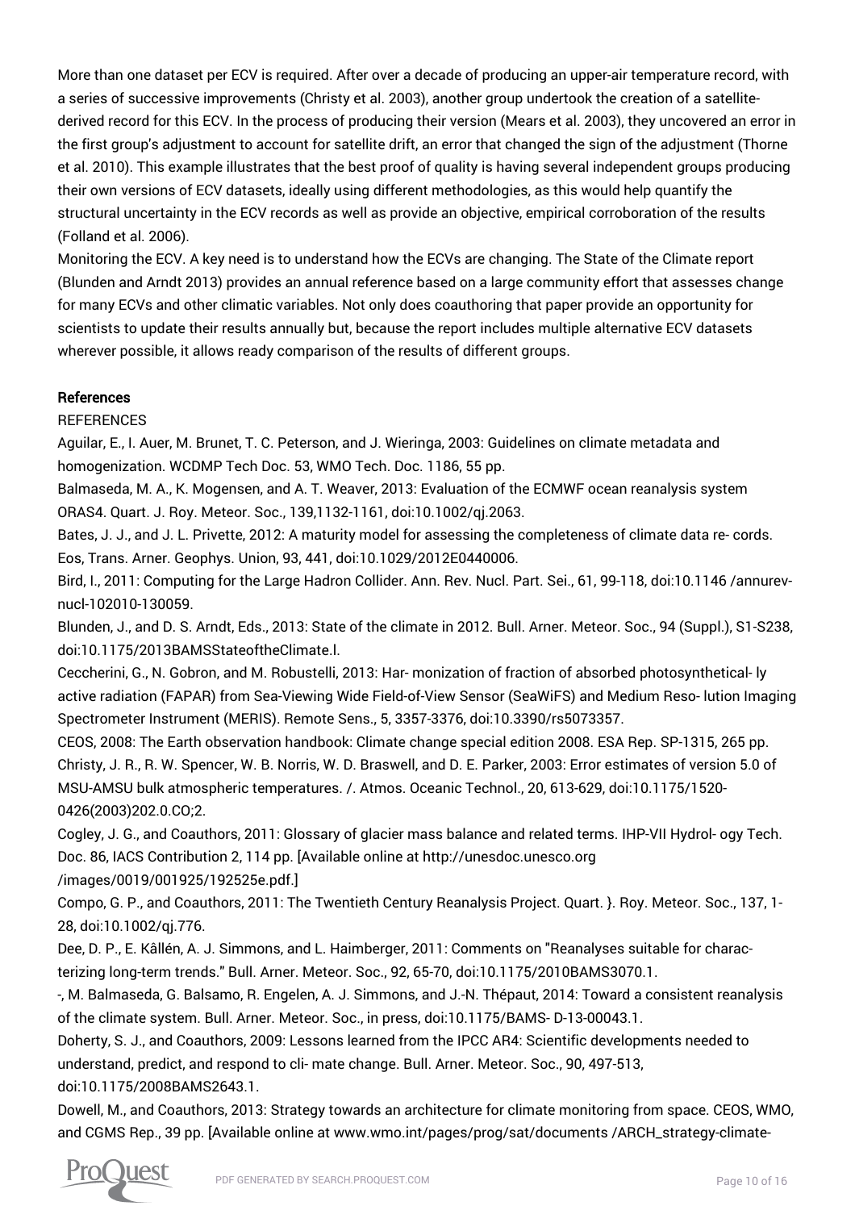More than one dataset per ECV is required. After over a decade of producing an upper-air temperature record, with a series of successive improvements (Christy et al. 2003), another group undertook the creation of a satellite-derived record for this ECV. In the process of producing their version (Mears et al. 2003), they uncovered an error in the first group's adjustment to account for satellite drift, an error that changed the sign of the adjustment (Thorne et al. 2010). This example illustrates that the best proof of quality is having several independent groups producing their own versions of ECV datasets, ideally using different methodologies, as this would help quantify the structural uncertainty in the ECV records as well as provide an objective, empirical corroboration of the results (Folland et al. 2006).

Monitoring the ECV. A key need is to understand how the ECVs are changing. The State of the Climate report (Blunden and Arndt 2013) provides an annual reference based on a large community effort that assesses change for many ECVs and other climatic variables. Not only does coauthoring that paper provide an opportunity for scientists to update their results annually but, because the report includes multiple alternative ECV datasets wherever possible, it allows ready comparison of the results of different groups.

## References

REFERENCES

Aguilar, E., I. Auer, M. Brunet, T. C. Peterson, and J. Wieringa, 2003: Guidelines on climate metadata and homogenization. WCDMP Tech Doc. 53, WMO Tech. Doc. 1186, 55 pp.

Balmaseda, M. A., K. Mogensen, and A. T. Weaver, 2013: Evaluation of the ECMWF ocean reanalysis system ORAS4. Quart. J. Roy. Meteor. Soc., 139,1132-1161, doi:10.1002/qj.2063.

Bates, J. J., and J. L. Privette, 2012: A maturity model for assessing the completeness of climate data re- cords. Eos, Trans. Arner. Geophys. Union, 93, 441, doi:10.1029/2012E0440006.

Bird, I., 2011: Computing for the Large Hadron Collider. Ann. Rev. Nucl. Part. Sei., 61, 99-118, doi:10.1146 /annurev-nucl-102010-130059.

Blunden, J., and D. S. Arndt, Eds., 2013: State of the climate in 2012. Bull. Arner. Meteor. Soc., 94 (Suppl.), S1-S238, doi:10.1175/2013BAMSStateoftheClimate.l.

Ceccherini, G., N. Gobron, and M. Robustelli, 2013: Har- monization of fraction of absorbed photosynthetical- ly active radiation (FAPAR) from Sea-Viewing Wide Field-of-View Sensor (SeaWiFS) and Medium Reso- lution Imaging Spectrometer Instrument (MERIS). Remote Sens., 5, 3357-3376, doi:10.3390/rs5073357.

CEOS, 2008: The Earth observation handbook: Climate change special edition 2008. ESA Rep. SP-1315, 265 pp.

Christy, J. R., R. W. Spencer, W. B. Norris, W. D. Braswell, and D. E. Parker, 2003: Error estimates of version 5.0 of MSU-AMSU bulk atmospheric temperatures. /. Atmos. Oceanic Technol., 20, 613-629, doi:10.1175/1520-0426(2003)202.0.CO;2.

Cogley, J. G., and Coauthors, 2011: Glossary of glacier mass balance and related terms. IHP-VII Hydrol- ogy Tech. Doc. 86, IACS Contribution 2, 114 pp. [Available online at http://unesdoc.unesco.org /images/0019/001925/192525e.pdf.]

Compo, G. P., and Coauthors, 2011: The Twentieth Century Reanalysis Project. Quart. }. Roy. Meteor. Soc., 137, 1-28, doi:10.1002/qj.776.

Dee, D. P., E. Kâllén, A. J. Simmons, and L. Haimberger, 2011: Comments on "Reanalyses suitable for charac- terizing long-term trends." Bull. Arner. Meteor. Soc., 92, 65-70, doi:10.1175/2010BAMS3070.1.

-, M. Balmaseda, G. Balsamo, R. Engelen, A. J. Simmons, and J.-N. Thépaut, 2014: Toward a consistent reanalysis of the climate system. Bull. Arner. Meteor. Soc., in press, doi:10.1175/BAMS- D-13-00043.1.

Doherty, S. J., and Coauthors, 2009: Lessons learned from the IPCC AR4: Scientific developments needed to understand, predict, and respond to cli- mate change. Bull. Arner. Meteor. Soc., 90, 497-513, doi:10.1175/2008BAMS2643.1.

Dowell, M., and Coauthors, 2013: Strategy towards an architecture for climate monitoring from space. CEOS, WMO, and CGMS Rep., 39 pp. [Available online at www.wmo.int/pages/prog/sat/documents /ARCH_strategy-climate-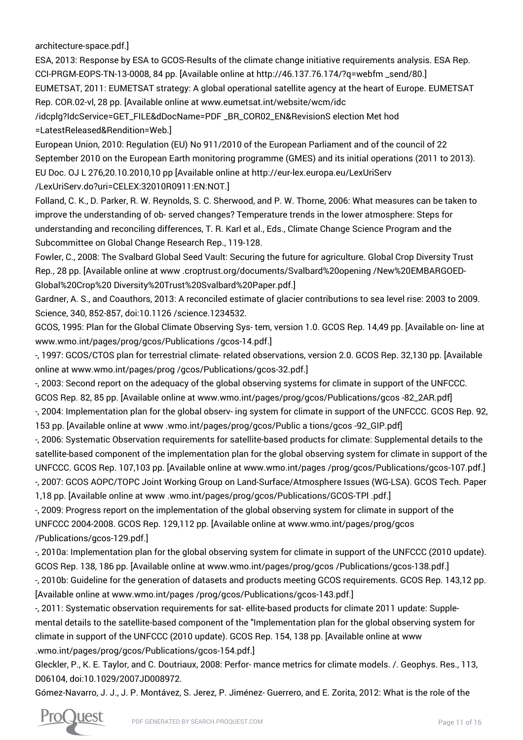architecture-space.pdf.]

ESA, 2013: Response by ESA to GCOS-Results of the climate change initiative requirements analysis. ESA Rep. CCI-PRGM-EOPS-TN-13-0008, 84 pp. [Available online at http://46.137.76.174/?q=webfm _send/80.]

EUMETSAT, 2011: EUMETSAT strategy: A global operational satellite agency at the heart of Europe. EUMETSAT Rep. COR.02-vl, 28 pp. [Available online at www.eumetsat.int/website/wcm/idc /idcplg?IdcService=GET_FILE&dDocName=PDF _BR_COR02_EN&RevisionS election Met hod =LatestReleased&Rendition=Web.]

European Union, 2010: Regulation (EU) No 911/2010 of the European Parliament and of the council of 22 September 2010 on the European Earth monitoring programme (GMES) and its initial operations (2011 to 2013). EU Doc. OJ L 276,20.10.2010,10 pp [Available online at http://eur-lex.europa.eu/LexUriServ /LexUriServ.do?uri=CELEX:32010R0911:EN:NOT.]

Folland, C. K., D. Parker, R. W. Reynolds, S. C. Sherwood, and P. W. Thorne, 2006: What measures can be taken to improve the understanding of ob- served changes? Temperature trends in the lower atmosphere: Steps for understanding and reconciling differences, T. R. Karl et al., Eds., Climate Change Science Program and the Subcommittee on Global Change Research Rep., 119-128.

Fowler, C., 2008: The Svalbard Global Seed Vault: Securing the future for agriculture. Global Crop Diversity Trust Rep., 28 pp. [Available online at www .croptrust.org/documents/Svalbard%20opening /New%20EMBARGOED-Global%20Crop%20 Diversity%20Trust%20Svalbard%20Paper.pdf.]

Gardner, A. S., and Coauthors, 2013: A reconciled estimate of glacier contributions to sea level rise: 2003 to 2009. Science, 340, 852-857, doi:10.1126 /science.1234532.

GCOS, 1995: Plan for the Global Climate Observing Sys- tem, version 1.0. GCOS Rep. 14,49 pp. [Available on- line at www.wmo.int/pages/prog/gcos/Publications /gcos-14.pdf.]

-, 1997: GCOS/CTOS plan for terrestrial climate- related observations, version 2.0. GCOS Rep. 32,130 pp. [Available online at www.wmo.int/pages/prog /gcos/Publications/gcos-32.pdf.]

-, 2003: Second report on the adequacy of the global observing systems for climate in support of the UNFCCC. GCOS Rep. 82, 85 pp. [Available online at www.wmo.int/pages/prog/gcos/Publications/gcos -82_2AR.pdf]

-, 2004: Implementation plan for the global observ- ing system for climate in support of the UNFCCC. GCOS Rep. 92, 153 pp. [Available online at www .wmo.int/pages/prog/gcos/Public a tions/gcos -92_GIP.pdf]

-, 2006: Systematic Observation requirements for satellite-based products for climate: Supplemental details to the satellite-based component of the implementation plan for the global observing system for climate in support of the UNFCCC. GCOS Rep. 107,103 pp. [Available online at www.wmo.int/pages /prog/gcos/Publications/gcos-107.pdf.]

-, 2007: GCOS AOPC/TOPC Joint Working Group on Land-Surface/Atmosphere Issues (WG-LSA). GCOS Tech. Paper 1,18 pp. [Available online at www .wmo.int/pages/prog/gcos/Publications/GCOS-TPI .pdf.]

-, 2009: Progress report on the implementation of the global observing system for climate in support of the UNFCCC 2004-2008. GCOS Rep. 129,112 pp. [Available online at www.wmo.int/pages/prog/gcos /Publications/gcos-129.pdf.]

-, 2010a: Implementation plan for the global observing system for climate in support of the UNFCCC (2010 update). GCOS Rep. 138, 186 pp. [Available online at www.wmo.int/pages/prog/gcos /Publications/gcos-138.pdf.]

-, 2010b: Guideline for the generation of datasets and products meeting GCOS requirements. GCOS Rep. 143,12 pp. [Available online at www.wmo.int/pages /prog/gcos/Publications/gcos-143.pdf.]

-, 2011: Systematic observation requirements for sat- ellite-based products for climate 2011 update: Supple- mental details to the satellite-based component of the "Implementation plan for the global observing system for climate in support of the UNFCCC (2010 update). GCOS Rep. 154, 138 pp. [Available online at www .wmo.int/pages/prog/gcos/Publications/gcos-154.pdf.]

Gleckler, P., K. E. Taylor, and C. Doutriaux, 2008: Perfor- mance metrics for climate models. /. Geophys. Res., 113, D06104, doi:10.1029/2007JD008972.

Gómez-Navarro, J. J., J. P. Montávez, S. Jerez, P. Jiménez- Guerrero, and E. Zorita, 2012: What is the role of the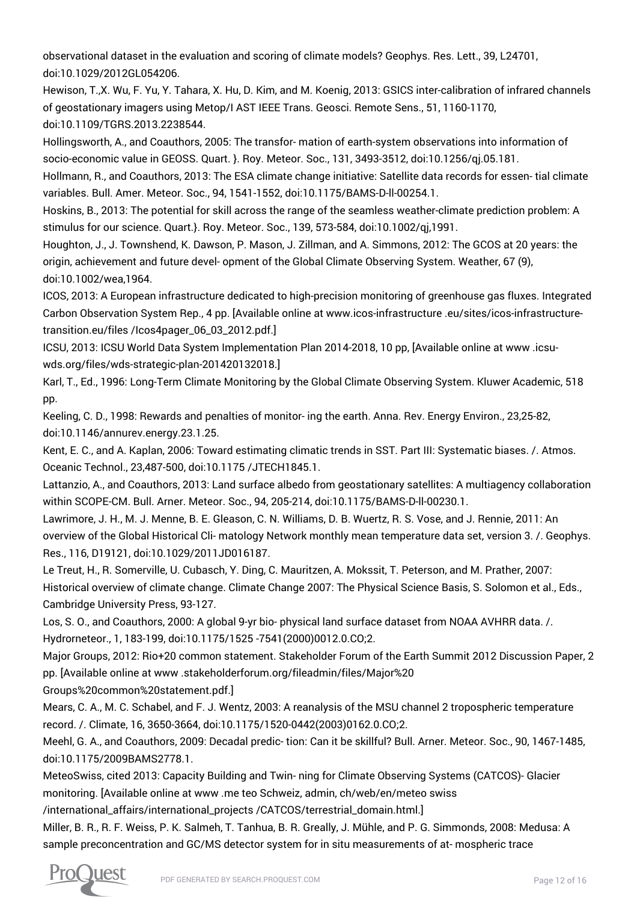observational dataset in the evaluation and scoring of climate models? Geophys. Res. Lett., 39, L24701, doi:10.1029/2012GL054206.

Hewison, T.,X. Wu, F. Yu, Y. Tahara, X. Hu, D. Kim, and M. Koenig, 2013: GSICS inter-calibration of infrared channels of geostationary imagers using Metop/I AST IEEE Trans. Geosci. Remote Sens., 51, 1160-1170, doi:10.1109/TGRS.2013.2238544.

Hollingsworth, A., and Coauthors, 2005: The transfor- mation of earth-system observations into information of socio-economic value in GEOSS. Quart. }. Roy. Meteor. Soc., 131, 3493-3512, doi:10.1256/qj.05.181.

Hollmann, R., and Coauthors, 2013: The ESA climate change initiative: Satellite data records for essen- tial climate variables. Bull. Amer. Meteor. Soc., 94, 1541-1552, doi:10.1175/BAMS-D-ll-00254.1.

Hoskins, B., 2013: The potential for skill across the range of the seamless weather-climate prediction problem: A stimulus for our science. Quart.}. Roy. Meteor. Soc., 139, 573-584, doi:10.1002/qj,1991.

Houghton, J., J. Townshend, K. Dawson, P. Mason, J. Zillman, and A. Simmons, 2012: The GCOS at 20 years: the origin, achievement and future devel- opment of the Global Climate Observing System. Weather, 67 (9), doi:10.1002/wea,1964.

ICOS, 2013: A European infrastructure dedicated to high-precision monitoring of greenhouse gas fluxes. Integrated Carbon Observation System Rep., 4 pp. [Available online at www.icos-infrastructure .eu/sites/icos-infrastructure-transition.eu/files /Icos4pager_06_03_2012.pdf.]

ICSU, 2013: ICSU World Data System Implementation Plan 2014-2018, 10 pp, [Available online at www .icsu-wds.org/files/wds-strategic-plan-201420132018.]

Karl, T., Ed., 1996: Long-Term Climate Monitoring by the Global Climate Observing System. Kluwer Academic, 518 pp.

Keeling, C. D., 1998: Rewards and penalties of monitor- ing the earth. Anna. Rev. Energy Environ., 23,25-82, doi:10.1146/annurev.energy.23.1.25.

Kent, E. C., and A. Kaplan, 2006: Toward estimating climatic trends in SST. Part III: Systematic biases. /. Atmos. Oceanic Technol., 23,487-500, doi:10.1175 /JTECH1845.1.

Lattanzio, A., and Coauthors, 2013: Land surface albedo from geostationary satellites: A multiagency collaboration within SCOPE-CM. Bull. Arner. Meteor. Soc., 94, 205-214, doi:10.1175/BAMS-D-ll-00230.1.

Lawrimore, J. H., M. J. Menne, B. E. Gleason, C. N. Williams, D. B. Wuertz, R. S. Vose, and J. Rennie, 2011: An overview of the Global Historical Cli- matology Network monthly mean temperature data set, version 3. /. Geophys. Res., 116, D19121, doi:10.1029/2011JD016187.

Le Treut, H., R. Somerville, U. Cubasch, Y. Ding, C. Mauritzen, A. Mokssit, T. Peterson, and M. Prather, 2007: Historical overview of climate change. Climate Change 2007: The Physical Science Basis, S. Solomon et al., Eds., Cambridge University Press, 93-127.

Los, S. O., and Coauthors, 2000: A global 9-yr bio- physical land surface dataset from NOAA AVHRR data. /. Hydrorneteor., 1, 183-199, doi:10.1175/1525 -7541(2000)0012.0.CO;2.

Major Groups, 2012: Rio+20 common statement. Stakeholder Forum of the Earth Summit 2012 Discussion Paper, 2 pp. [Available online at www .stakeholderforum.org/fileadmin/files/Major%20 Groups%20common%20statement.pdf.]

Mears, C. A., M. C. Schabel, and F. J. Wentz, 2003: A reanalysis of the MSU channel 2 tropospheric temperature record. /. Climate, 16, 3650-3664, doi:10.1175/1520-0442(2003)0162.0.CO;2.

Meehl, G. A., and Coauthors, 2009: Decadal predic- tion: Can it be skillful? Bull. Arner. Meteor. Soc., 90, 1467-1485, doi:10.1175/2009BAMS2778.1.

MeteoSwiss, cited 2013: Capacity Building and Twin- ning for Climate Observing Systems (CATCOS)- Glacier monitoring. [Available online at www .me teo Schweiz, admin, ch/web/en/meteo swiss /international_affairs/international_projects /CATCOS/terrestrial_domain.html.]

Miller, B. R., R. F. Weiss, P. K. Salmeh, T. Tanhua, B. R. Greally, J. Mühle, and P. G. Simmonds, 2008: Medusa: A sample preconcentration and GC/MS detector system for in situ measurements of at- mospheric trace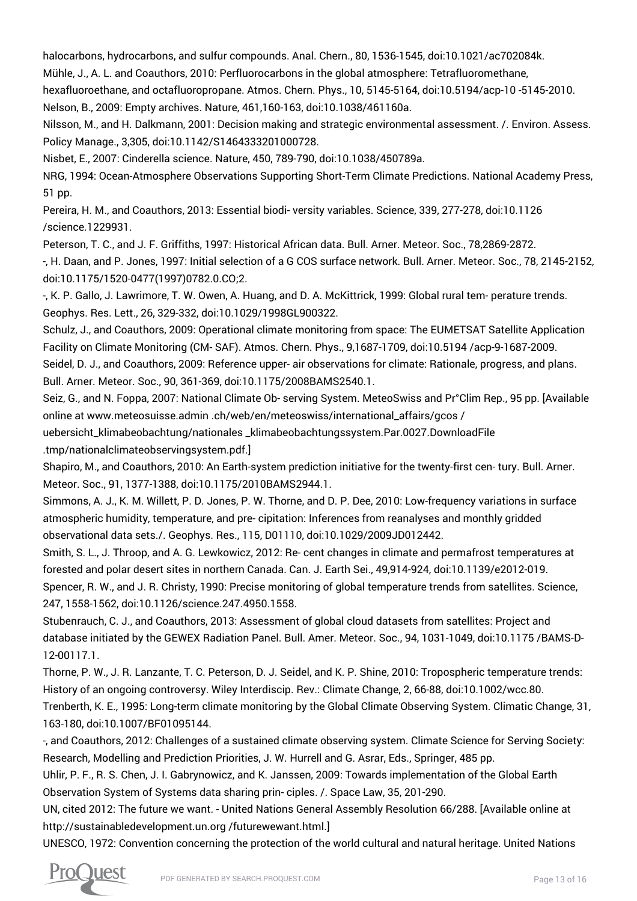halocarbons, hydrocarbons, and sulfur compounds. Anal. Chern., 80, 1536-1545, doi:10.1021/ac702084k.

Mühle, J., A. L. and Coauthors, 2010: Perfluorocarbons in the global atmosphere: Tetrafluoromethane, hexafluoroethane, and octafluoropropane. Atmos. Chern. Phys., 10, 5145-5164, doi:10.5194/acp-10 -5145-2010.

Nelson, B., 2009: Empty archives. Nature, 461,160-163, doi:10.1038/461160a.

Nilsson, M., and H. Dalkmann, 2001: Decision making and strategic environmental assessment. /. Environ. Assess. Policy Manage., 3,305, doi:10.1142/S1464333201000728.

Nisbet, E., 2007: Cinderella science. Nature, 450, 789-790, doi:10.1038/450789a.

NRG, 1994: Ocean-Atmosphere Observations Supporting Short-Term Climate Predictions. National Academy Press, 51 pp.

Pereira, H. M., and Coauthors, 2013: Essential biodi- versity variables. Science, 339, 277-278, doi:10.1126 /science.1229931.

Peterson, T. C., and J. F. Griffiths, 1997: Historical African data. Bull. Arner. Meteor. Soc., 78,2869-2872.

-, H. Daan, and P. Jones, 1997: Initial selection of a G COS surface network. Bull. Arner. Meteor. Soc., 78, 2145-2152, doi:10.1175/1520-0477(1997)0782.0.CO;2.

-, K. P. Gallo, J. Lawrimore, T. W. Owen, A. Huang, and D. A. McKittrick, 1999: Global rural tem- perature trends. Geophys. Res. Lett., 26, 329-332, doi:10.1029/1998GL900322.

Schulz, J., and Coauthors, 2009: Operational climate monitoring from space: The EUMETSAT Satellite Application Facility on Climate Monitoring (CM- SAF). Atmos. Chern. Phys., 9,1687-1709, doi:10.5194 /acp-9-1687-2009.

Seidel, D. J., and Coauthors, 2009: Reference upper- air observations for climate: Rationale, progress, and plans. Bull. Arner. Meteor. Soc., 90, 361-369, doi:10.1175/2008BAMS2540.1.

Seiz, G., and N. Foppa, 2007: National Climate Ob- serving System. MeteoSwiss and Pr°Clim Rep., 95 pp. [Available online at www.meteosuisse.admin .ch/web/en/meteoswiss/international_affairs/gcos / uebersicht_klimabeobachtung/nationales _klimabeobachtungssystem.Par.0027.DownloadFile .tmp/nationalclimateobservingsystem.pdf.]

Shapiro, M., and Coauthors, 2010: An Earth-system prediction initiative for the twenty-first cen- tury. Bull. Arner. Meteor. Soc., 91, 1377-1388, doi:10.1175/2010BAMS2944.1.

Simmons, A. J., K. M. Willett, P. D. Jones, P. W. Thorne, and D. P. Dee, 2010: Low-frequency variations in surface atmospheric humidity, temperature, and pre- cipitation: Inferences from reanalyses and monthly gridded observational data sets./. Geophys. Res., 115, D01110, doi:10.1029/2009JD012442.

Smith, S. L., J. Throop, and A. G. Lewkowicz, 2012: Re- cent changes in climate and permafrost temperatures at forested and polar desert sites in northern Canada. Can. J. Earth Sei., 49,914-924, doi:10.1139/e2012-019.

Spencer, R. W., and J. R. Christy, 1990: Precise monitoring of global temperature trends from satellites. Science, 247, 1558-1562, doi:10.1126/science.247.4950.1558.

Stubenrauch, C. J., and Coauthors, 2013: Assessment of global cloud datasets from satellites: Project and database initiated by the GEWEX Radiation Panel. Bull. Amer. Meteor. Soc., 94, 1031-1049, doi:10.1175 /BAMS-D-12-00117.1.

Thorne, P. W., J. R. Lanzante, T. C. Peterson, D. J. Seidel, and K. P. Shine, 2010: Tropospheric temperature trends: History of an ongoing controversy. Wiley Interdiscip. Rev.: Climate Change, 2, 66-88, doi:10.1002/wcc.80.

Trenberth, K. E., 1995: Long-term climate monitoring by the Global Climate Observing System. Climatic Change, 31, 163-180, doi:10.1007/BF01095144.

-, and Coauthors, 2012: Challenges of a sustained climate observing system. Climate Science for Serving Society: Research, Modelling and Prediction Priorities, J. W. Hurrell and G. Asrar, Eds., Springer, 485 pp.

Uhlir, P. F., R. S. Chen, J. I. Gabrynowicz, and K. Janssen, 2009: Towards implementation of the Global Earth Observation System of Systems data sharing prin- ciples. /. Space Law, 35, 201-290.

UN, cited 2012: The future we want. - United Nations General Assembly Resolution 66/288. [Available online at http://sustainabledevelopment.un.org /futurewewant.html.]

UNESCO, 1972: Convention concerning the protection of the world cultural and natural heritage. United Nations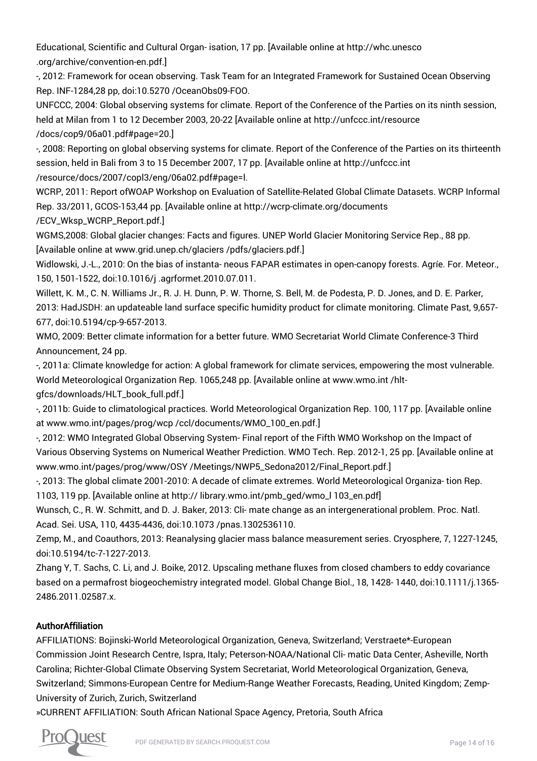Educational, Scientific and Cultural Organ- isation, 17 pp. [Available online at http://whc.unesco .org/archive/convention-en.pdf.]

-, 2012: Framework for ocean observing. Task Team for an Integrated Framework for Sustained Ocean Observing Rep. INF-1284,28 pp, doi:10.5270 /OceanObs09-FOO.

UNFCCC, 2004: Global observing systems for climate. Report of the Conference of the Parties on its ninth session, held at Milan from 1 to 12 December 2003, 20-22 [Available online at http://unfccc.int/resource /docs/cop9/06a01.pdf#page=20.]

-, 2008: Reporting on global observing systems for climate. Report of the Conference of the Parties on its thirteenth session, held in Bali from 3 to 15 December 2007, 17 pp. [Available online at http://unfccc.int /resource/docs/2007/copl3/eng/06a02.pdf#page=l.

WCRP, 2011: Report ofWOAP Workshop on Evaluation of Satellite-Related Global Climate Datasets. WCRP Informal Rep. 33/2011, GCOS-153,44 pp. [Available online at http://wcrp-climate.org/documents /ECV_Wksp_WCRP_Report.pdf.]

WGMS,2008: Global glacier changes: Facts and figures. UNEP World Glacier Monitoring Service Rep., 88 pp. [Available online at www.grid.unep.ch/glaciers /pdfs/glaciers.pdf.]

Widlowski, J.-L., 2010: On the bias of instanta- neous FAPAR estimates in open-canopy forests. Agríe. For. Meteor., 150, 1501-1522, doi:10.1016/j .agrformet.2010.07.011.

Willett, K. M., C. N. Williams Jr., R. J. H. Dunn, P. W. Thorne, S. Bell, M. de Podesta, P. D. Jones, and D. E. Parker, 2013: HadJSDH: an updateable land surface specific humidity product for climate monitoring. Climate Past, 9,657-677, doi:10.5194/cp-9-657-2013.

WMO, 2009: Better climate information for a better future. WMO Secretariat World Climate Conference-3 Third Announcement, 24 pp.

-, 2011a: Climate knowledge for action: A global framework for climate services, empowering the most vulnerable. World Meteorological Organization Rep. 1065,248 pp. [Available online at www.wmo.int /hlt-gfcs/downloads/HLT_book_full.pdf.]

-, 2011b: Guide to climatological practices. World Meteorological Organization Rep. 100, 117 pp. [Available online at www.wmo.int/pages/prog/wcp /ccl/documents/WMO_100_en.pdf.]

-, 2012: WMO Integrated Global Observing System- Final report of the Fifth WMO Workshop on the Impact of Various Observing Systems on Numerical Weather Prediction. WMO Tech. Rep. 2012-1, 25 pp. [Available online at www.wmo.int/pages/prog/www/OSY /Meetings/NWP5_Sedona2012/Final_Report.pdf.]

-, 2013: The global climate 2001-2010: A decade of climate extremes. World Meteorological Organiza- tion Rep. 1103, 119 pp. [Available online at http:// library.wmo.int/pmb_ged/wmo_l 103_en.pdf]

Wunsch, C., R. W. Schmitt, and D. J. Baker, 2013: Cli- mate change as an intergenerational problem. Proc. Natl. Acad. Sei. USA, 110, 4435-4436, doi:10.1073 /pnas.1302536110.

Zemp, M., and Coauthors, 2013: Reanalysing glacier mass balance measurement series. Cryosphere, 7, 1227-1245, doi:10.5194/tc-7-1227-2013.

Zhang Y, T. Sachs, C. Li, and J. Boike, 2012. Upscaling methane fluxes from closed chambers to eddy covariance based on a permafrost biogeochemistry integrated model. Global Change Biol., 18, 1428- 1440, doi:10.1111/j.1365-2486.2011.02587.x.

**AuthorAffiliation**

AFFILIATIONS: Bojinski-World Meteorological Organization, Geneva, Switzerland; Verstraete*-European Commission Joint Research Centre, Ispra, Italy; Peterson-NOAA/National Cli- matic Data Center, Asheville, North Carolina; Richter-Global Climate Observing System Secretariat, World Meteorological Organization, Geneva, Switzerland; Simmons-European Centre for Medium-Range Weather Forecasts, Reading, United Kingdom; Zemp-University of Zurich, Zurich, Switzerland

»CURRENT AFFILIATION: South African National Space Agency, Pretoria, South Africa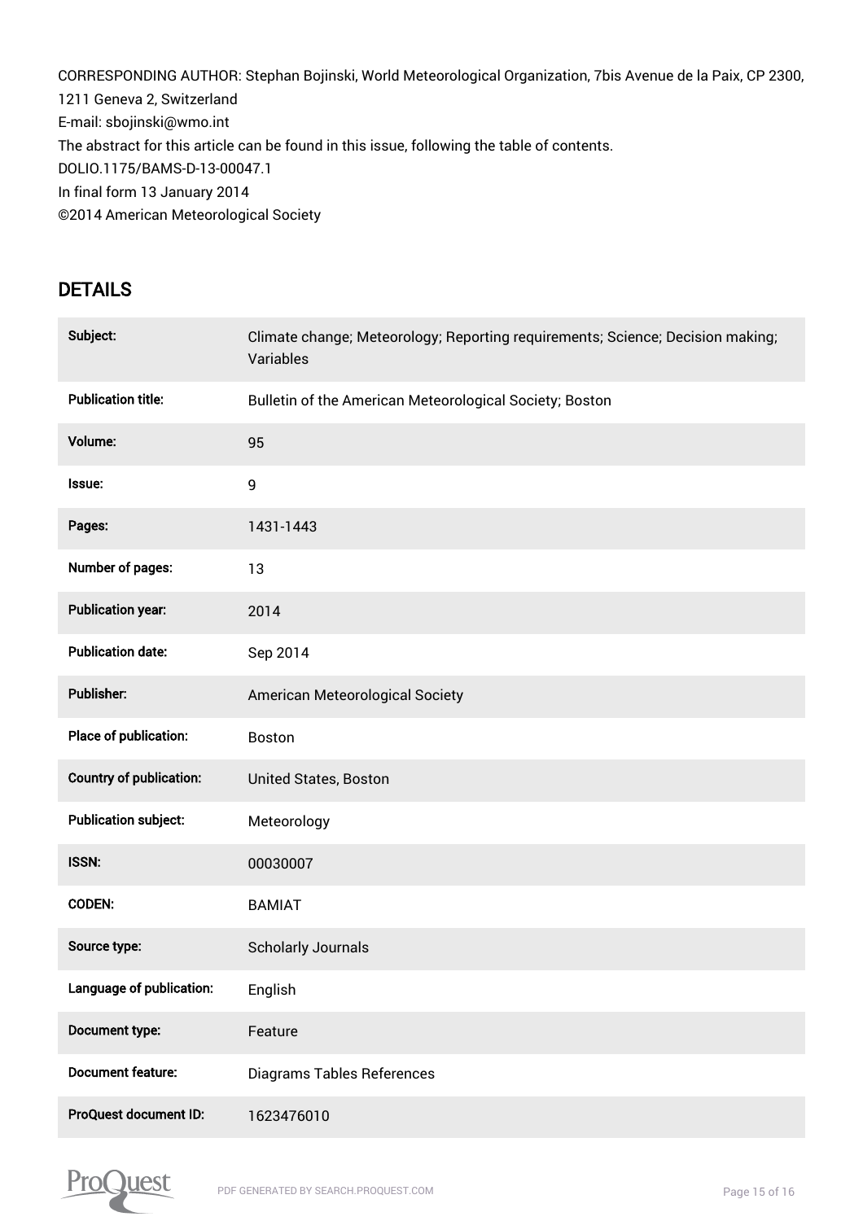CORRESPONDING AUTHOR: Stephan Bojinski, World Meteorological Organization, 7bis Avenue de la Paix, CP 2300, 1211 Geneva 2, Switzerland

E-mail: sbojinski@wmo.int

The abstract for this article can be found in this issue, following the table of contents.

DOLIO.1175/BAMS-D-13-00047.1

In final form 13 January 2014

©2014 American Meteorological Society

## DETAILS

| | |
|---|---|
| **Subject:** | Climate change; Meteorology; Reporting requirements; Science; Decision making; Variables |
| **Publication title:** | Bulletin of the American Meteorological Society; Boston |
| **Volume:** | 95 |
| **Issue:** | 9 |
| **Pages:** | 1431-1443 |
| **Number of pages:** | 13 |
| **Publication year:** | 2014 |
| **Publication date:** | Sep 2014 |
| **Publisher:** | American Meteorological Society |
| **Place of publication:** | Boston |
| **Country of publication:** | United States, Boston |
| **Publication subject:** | Meteorology |
| **ISSN:** | 00030007 |
| **CODEN:** | BAMIAT |
| **Source type:** | Scholarly Journals |
| **Language of publication:** | English |
| **Document type:** | Feature |
| **Document feature:** | Diagrams Tables References |
| **ProQuest document ID:** | 1623476010 |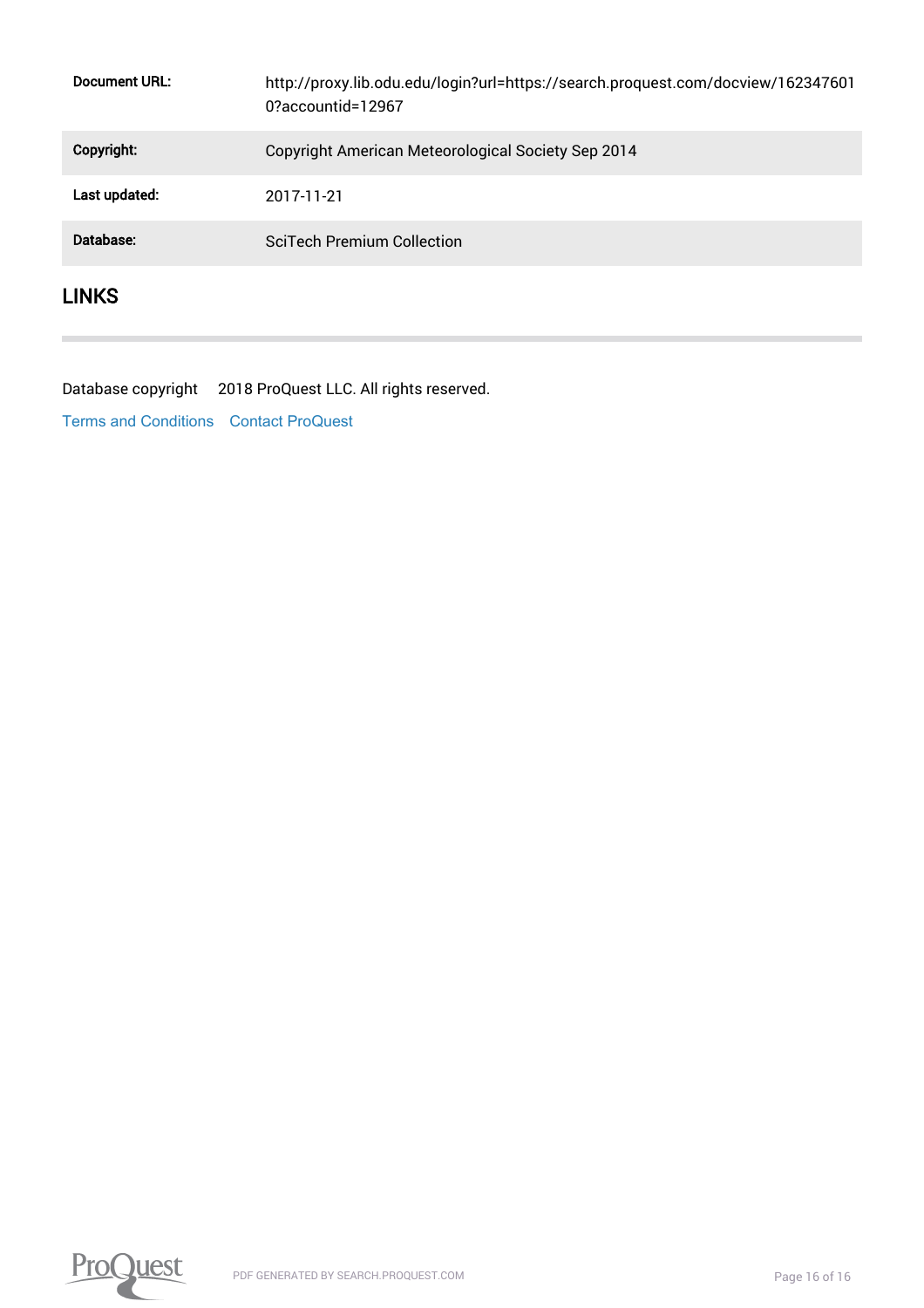| | |
|---|---|
| **Document URL:** | http://proxy.lib.odu.edu/login?url=https://search.proquest.com/docview/1623476010?accountid=12967 |
| **Copyright:** | Copyright American Meteorological Society Sep 2014 |
| **Last updated:** | 2017-11-21 |
| **Database:** | SciTech Premium Collection |

## LINKS

Database copyright 2018 ProQuest LLC. All rights reserved.

Terms and Conditions Contact ProQuest